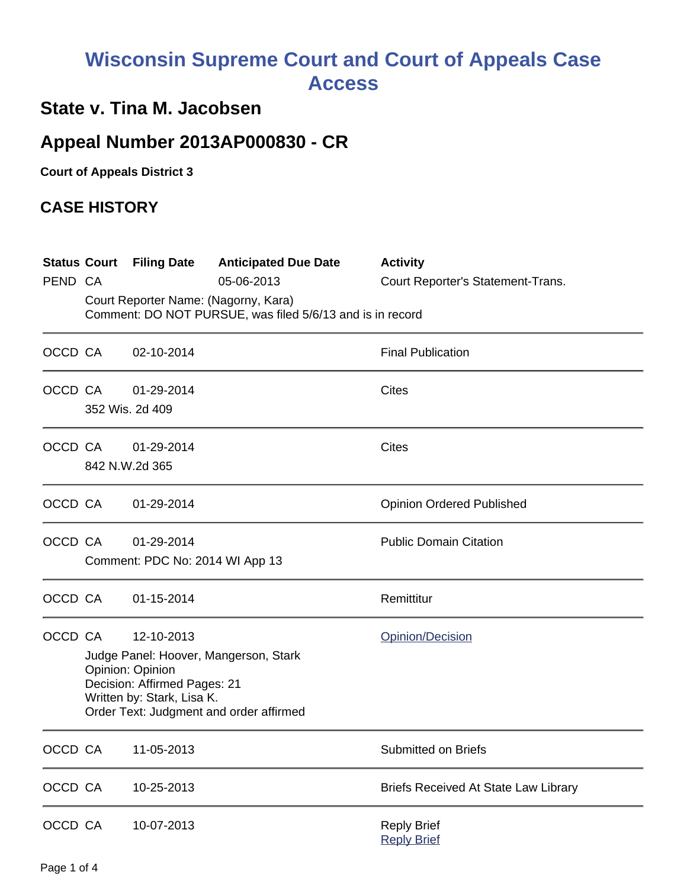# Wisconsin Supreme Court and Court of Appeals Case Access

## State v. Tina M. Jacobsen

## Appeal Number 2013AP000830 - CR

**Court of Appeals District 3**

## CASE HISTORY

| Status | Court | Filing Date | Anticipated Due Date | Activity |
|---|---|---|---|---|
| PEND | CA | | 05-06-2013 | Court Reporter's Statement-Trans. |
| | Court Reporter Name: (Nagorny, Kara)<br>Comment: DO NOT PURSUE, was filed 5/6/13 and is in record | | | |
| OCCD | CA | 02-10-2014 | | Final Publication |
| OCCD | CA | 01-29-2014 | | Cites |
| | 352 Wis. 2d 409 | | | |
| OCCD | CA | 01-29-2014 | | Cites |
| | 842 N.W.2d 365 | | | |
| OCCD | CA | 01-29-2014 | | Opinion Ordered Published |
| OCCD | CA | 01-29-2014 | | Public Domain Citation |
| | Comment: PDC No: 2014 WI App 13 | | | |
| OCCD | CA | 01-15-2014 | | Remittitur |
| OCCD | CA | 12-10-2013 | | Opinion/Decision |
| | Judge Panel: Hoover, Mangerson, Stark<br>Opinion: Opinion<br>Decision: Affirmed Pages: 21<br>Written by: Stark, Lisa K.<br>Order Text: Judgment and order affirmed | | | |
| OCCD | CA | 11-05-2013 | | Submitted on Briefs |
| OCCD | CA | 10-25-2013 | | Briefs Received At State Law Library |
| OCCD | CA | 10-07-2013 | | Reply Brief<br>Reply Brief |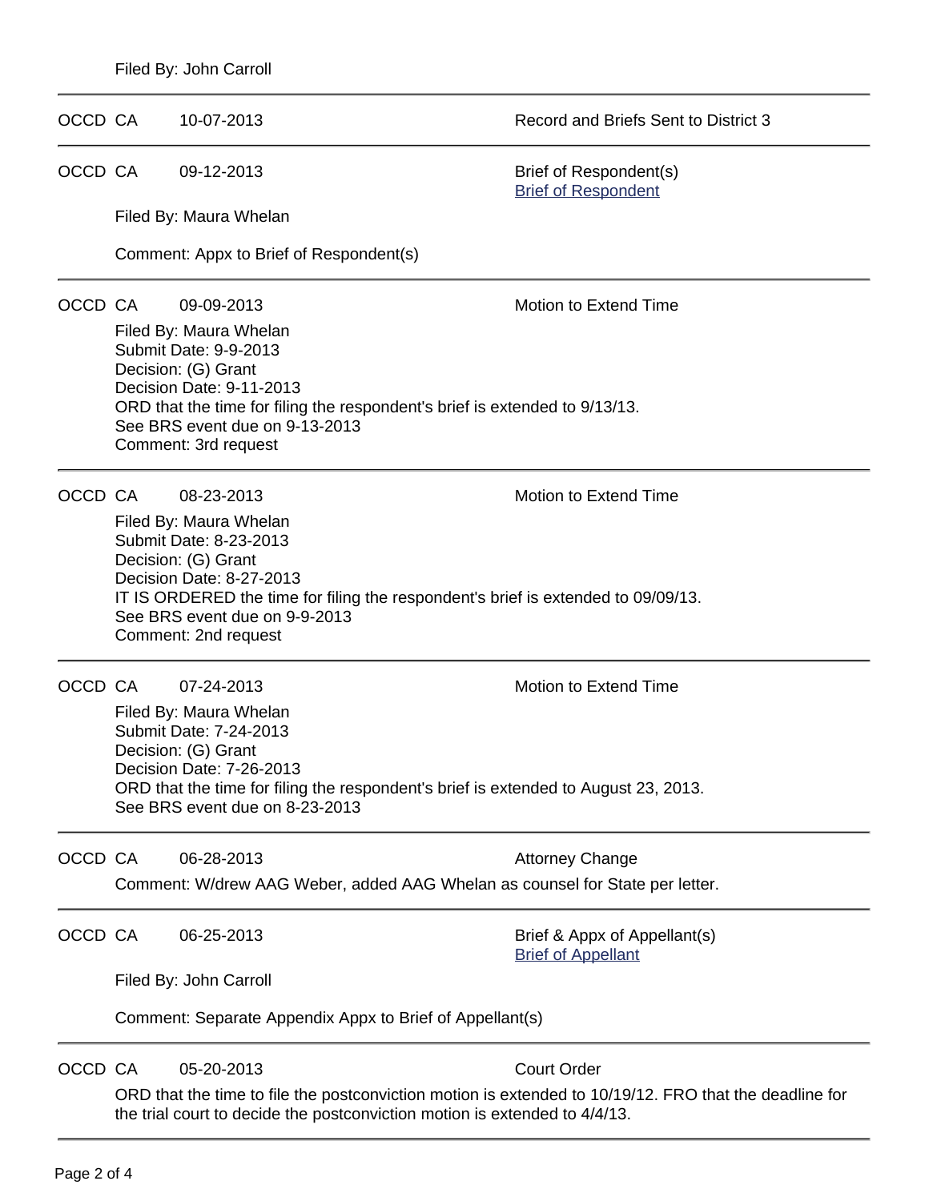Filed By: John Carroll

---

OCCD CA 10-07-2013 Record and Briefs Sent to District 3

---

OCCD CA 09-12-2013 Brief of Respondent(s)
Brief of Respondent

Filed By: Maura Whelan

Comment: Appx to Brief of Respondent(s)

---

OCCD CA 09-09-2013 Motion to Extend Time

Filed By: Maura Whelan
Submit Date: 9-9-2013
Decision: (G) Grant
Decision Date: 9-11-2013
ORD that the time for filing the respondent's brief is extended to 9/13/13.
See BRS event due on 9-13-2013
Comment: 3rd request

---

OCCD CA 08-23-2013 Motion to Extend Time

Filed By: Maura Whelan
Submit Date: 8-23-2013
Decision: (G) Grant
Decision Date: 8-27-2013
IT IS ORDERED the time for filing the respondent's brief is extended to 09/09/13.
See BRS event due on 9-9-2013
Comment: 2nd request

---

OCCD CA 07-24-2013 Motion to Extend Time

Filed By: Maura Whelan
Submit Date: 7-24-2013
Decision: (G) Grant
Decision Date: 7-26-2013
ORD that the time for filing the respondent's brief is extended to August 23, 2013.
See BRS event due on 8-23-2013

---

OCCD CA 06-28-2013 Attorney Change

Comment: W/drew AAG Weber, added AAG Whelan as counsel for State per letter.

---

OCCD CA 06-25-2013 Brief & Appx of Appellant(s)
Brief of Appellant

Filed By: John Carroll

Comment: Separate Appendix Appx to Brief of Appellant(s)

---

OCCD CA 05-20-2013 Court Order

ORD that the time to file the postconviction motion is extended to 10/19/12. FRO that the deadline for the trial court to decide the postconviction motion is extended to 4/4/13.

---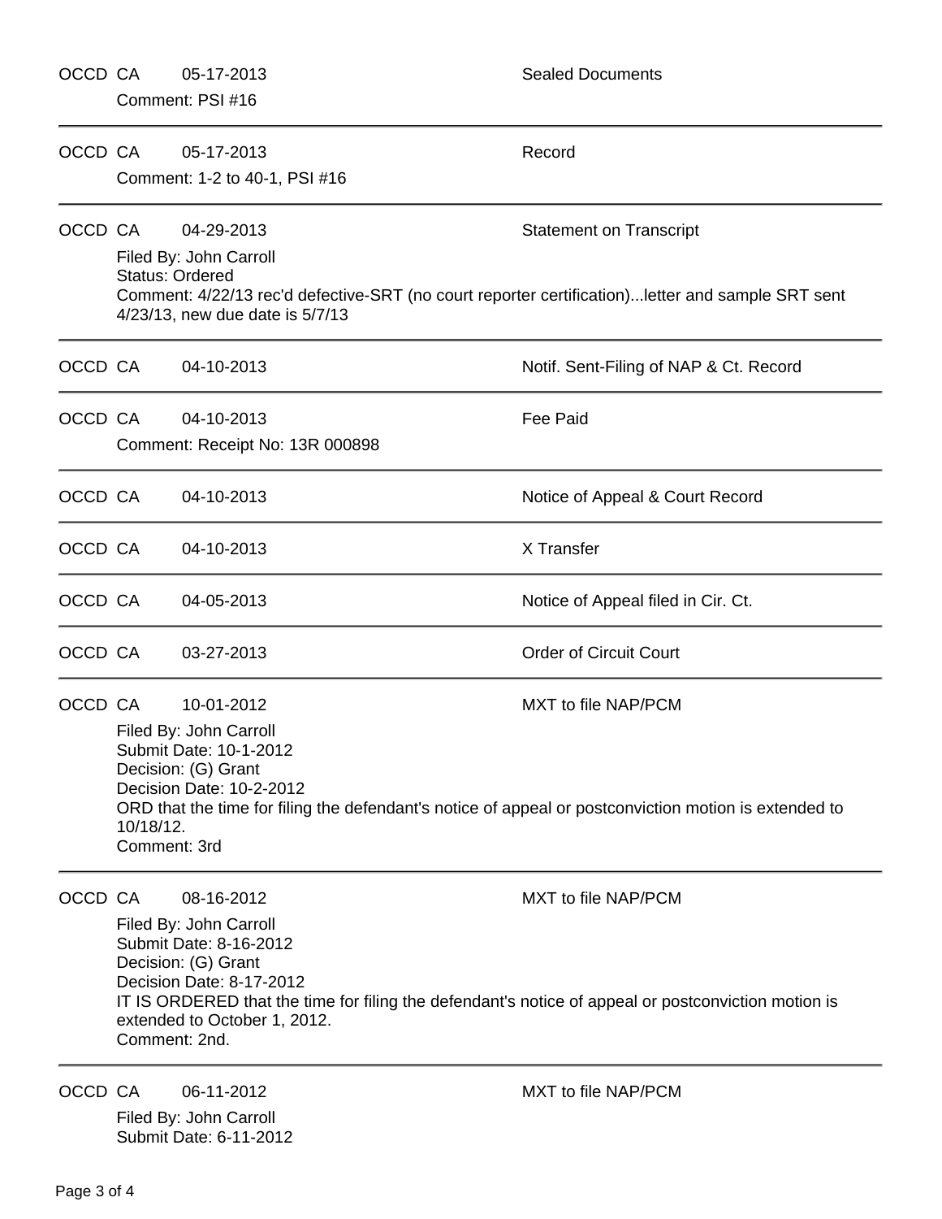OCCD CA 05-17-2013 Sealed Documents

Comment: PSI #16

---

OCCD CA 05-17-2013 Record

Comment: 1-2 to 40-1, PSI #16

---

OCCD CA 04-29-2013 Statement on Transcript

Filed By: John Carroll
Status: Ordered
Comment: 4/22/13 rec'd defective-SRT (no court reporter certification)...letter and sample SRT sent 4/23/13, new due date is 5/7/13

---

OCCD CA 04-10-2013 Notif. Sent-Filing of NAP & Ct. Record

---

OCCD CA 04-10-2013 Fee Paid

Comment: Receipt No: 13R 000898

---

OCCD CA 04-10-2013 Notice of Appeal & Court Record

---

OCCD CA 04-10-2013 X Transfer

---

OCCD CA 04-05-2013 Notice of Appeal filed in Cir. Ct.

---

OCCD CA 03-27-2013 Order of Circuit Court

---

OCCD CA 10-01-2012 MXT to file NAP/PCM

Filed By: John Carroll
Submit Date: 10-1-2012
Decision: (G) Grant
Decision Date: 10-2-2012
ORD that the time for filing the defendant's notice of appeal or postconviction motion is extended to 10/18/12.
Comment: 3rd

---

OCCD CA 08-16-2012 MXT to file NAP/PCM

Filed By: John Carroll
Submit Date: 8-16-2012
Decision: (G) Grant
Decision Date: 8-17-2012
IT IS ORDERED that the time for filing the defendant's notice of appeal or postconviction motion is extended to October 1, 2012.
Comment: 2nd.

---

OCCD CA 06-11-2012 MXT to file NAP/PCM

Filed By: John Carroll
Submit Date: 6-11-2012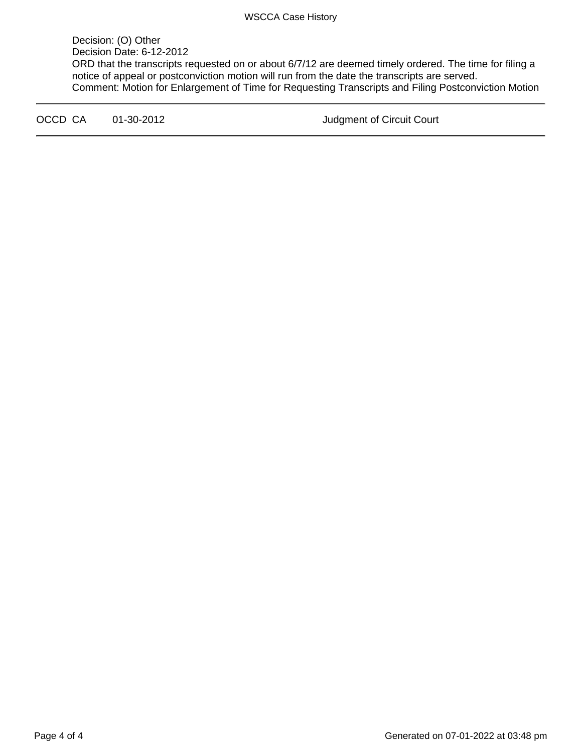Decision: (O) Other
Decision Date: 6-12-2012
ORD that the transcripts requested on or about 6/7/12 are deemed timely ordered. The time for filing a notice of appeal or postconviction motion will run from the date the transcripts are served.
Comment: Motion for Enlargement of Time for Requesting Transcripts and Filing Postconviction Motion

---

| | | | |
|---|---|---|---|
| OCCD | CA | 01-30-2012 | Judgment of Circuit Court |

---